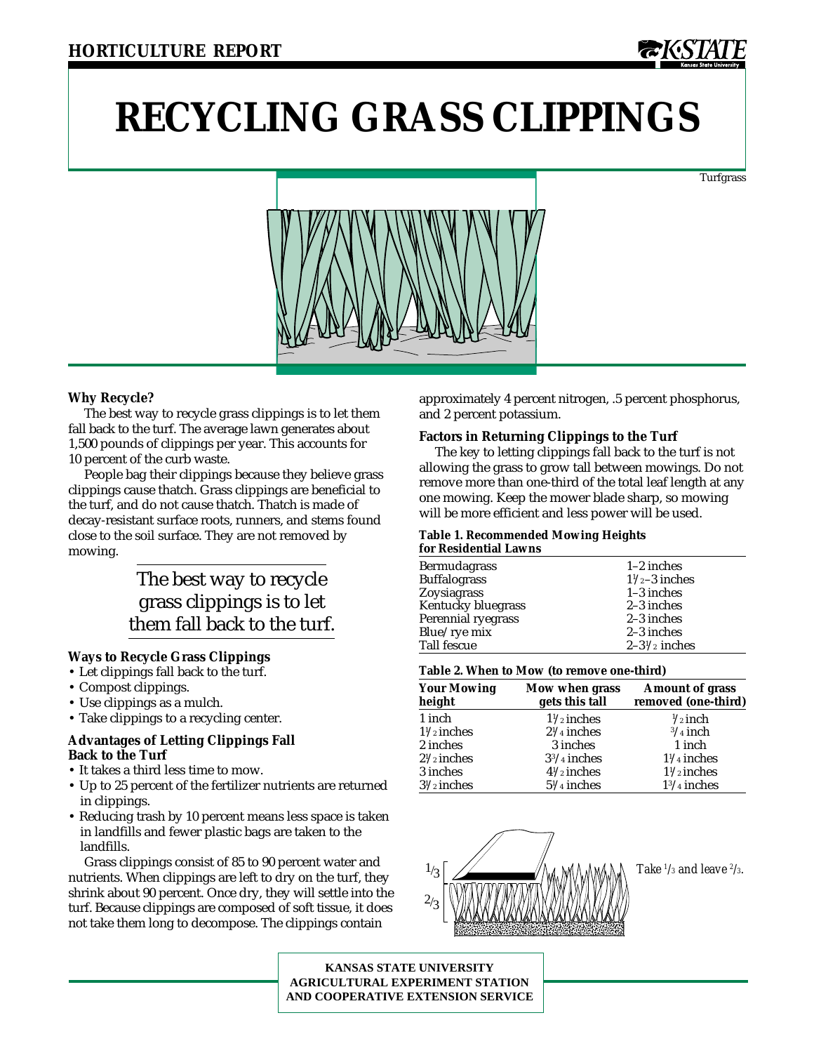# RECYCLING GRASS CLIPPINGS

Turfgrass

### Why Recycle?

The best way to recycle grass clippings is to let them fall back to the turf. The average lawn generates about 1,500 pounds of clippings per year. This accounts for 10 percent of the curb waste.

People bag their clippings because they believe grass clippings cause thatch. Grass clippings are beneficial to the turf, and do not cause thatch. Thatch is made of decay-resistant surface roots, runners, and stems found close to the soil surface. They are not removed by mowing.

> The best way to recycle grass clippings is to let them fall back to the turf.

### Ways to Recycle Grass Clippings

- Let clippings fall back to the turf.
- Compost clippings.
- Use clippings as a mulch.
- Take clippings to a recycling center.

### Advantages of Letting Clippings Fall Back to the Turf

- It takes a third less time to mow.
- Up to 25 percent of the fertilizer nutrients are returned in clippings.
- Reducing trash by 10 percent means less space is taken in landfills and fewer plastic bags are taken to the landfills.

Grass clippings consist of 85 to 90 percent water and nutrients. When clippings are left to dry on the turf, they shrink about 90 percent. Once dry, they will settle into the turf. Because clippings are composed of soft tissue, it does not take them long to decompose. The clippings contain approximately 4 percent nitrogen, .5 percent phosphorus, and 2 percent potassium.

### Factors in Returning Clippings to the Turf

The key to letting clippings fall back to the turf is not allowing the grass to grow tall between mowings. Do not remove more than one-third of the total leaf length at any one mowing. Keep the mower blade sharp, so mowing will be more efficient and less power will be used.

**Table 1. Recommended Mowing Heights for Residential Lawns**

| | |
|---|---|
| Bermudagrass | 1–2 inches |
| Buffalograss | 1½–3 inches |
| Zoysiagrass | 1–3 inches |
| Kentucky bluegrass | 2–3 inches |
| Perennial ryegrass | 2–3 inches |
| Blue/rye mix | 2–3 inches |
| Tall fescue | 2–3½ inches |

**Table 2. When to Mow (to remove one-third)**

| Your Mowing height | Mow when grass gets this tall | Amount of grass removed (one-third) |
|---|---|---|
| 1 inch | 1½ inches | ½ inch |
| 1½ inches | 2¼ inches | ¾ inch |
| 2 inches | 3 inches | 1 inch |
| 2½ inches | 3¾ inches | 1¼ inches |
| 3 inches | 4½ inches | 1½ inches |
| 3½ inches | 5¼ inches | 1¾ inches |

1/3

2/3

*Take 1/3 and leave 2/3.*

KANSAS STATE UNIVERSITY
AGRICULTURAL EXPERIMENT STATION
AND COOPERATIVE EXTENSION SERVICE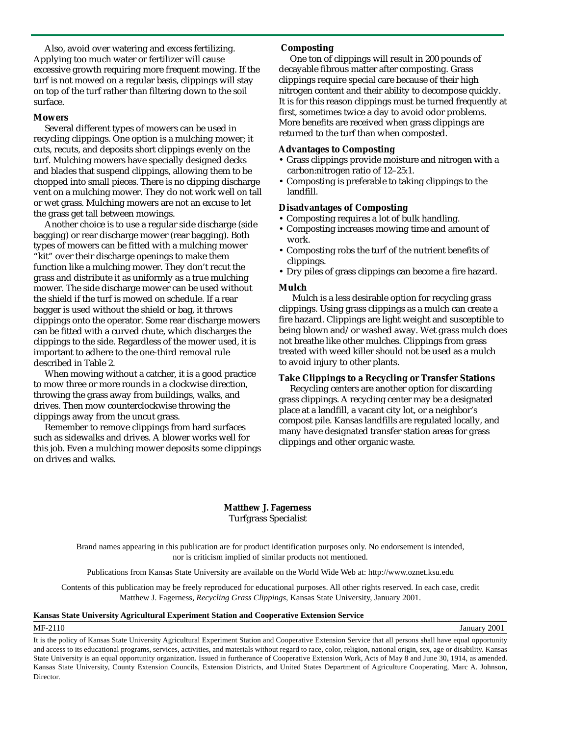Also, avoid over watering and excess fertilizing. Applying too much water or fertilizer will cause excessive growth requiring more frequent mowing. If the turf is not mowed on a regular basis, clippings will stay on top of the turf rather than filtering down to the soil surface.

**Mowers**

Several different types of mowers can be used in recycling clippings. One option is a mulching mower; it cuts, recuts, and deposits short clippings evenly on the turf. Mulching mowers have specially designed decks and blades that suspend clippings, allowing them to be chopped into small pieces. There is no clipping discharge vent on a mulching mower. They do not work well on tall or wet grass. Mulching mowers are not an excuse to let the grass get tall between mowings.

Another choice is to use a regular side discharge (side bagging) or rear discharge mower (rear bagging). Both types of mowers can be fitted with a mulching mower "kit" over their discharge openings to make them function like a mulching mower. They don't recut the grass and distribute it as uniformly as a true mulching mower. The side discharge mower can be used without the shield if the turf is mowed on schedule. If a rear bagger is used without the shield or bag, it throws clippings onto the operator. Some rear discharge mowers can be fitted with a curved chute, which discharges the clippings to the side. Regardless of the mower used, it is important to adhere to the one-third removal rule described in Table 2.

When mowing without a catcher, it is a good practice to mow three or more rounds in a clockwise direction, throwing the grass away from buildings, walks, and drives. Then mow counterclockwise throwing the clippings away from the uncut grass.

Remember to remove clippings from hard surfaces such as sidewalks and drives. A blower works well for this job. Even a mulching mower deposits some clippings on drives and walks.

**Composting**

One ton of clippings will result in 200 pounds of decayable fibrous matter after composting. Grass clippings require special care because of their high nitrogen content and their ability to decompose quickly. It is for this reason clippings must be turned frequently at first, sometimes twice a day to avoid odor problems. More benefits are received when grass clippings are returned to the turf than when composted.

**Advantages to Composting**

- Grass clippings provide moisture and nitrogen with a carbon:nitrogen ratio of 12–25:1.
- Composting is preferable to taking clippings to the landfill.

**Disadvantages of Composting**

- Composting requires a lot of bulk handling.
- Composting increases mowing time and amount of work.
- Composting robs the turf of the nutrient benefits of clippings.
- Dry piles of grass clippings can become a fire hazard.

**Mulch**

Mulch is a less desirable option for recycling grass clippings. Using grass clippings as a mulch can create a fire hazard. Clippings are light weight and susceptible to being blown and/or washed away. Wet grass mulch does not breathe like other mulches. Clippings from grass treated with weed killer should not be used as a mulch to avoid injury to other plants.

**Take Clippings to a Recycling or Transfer Stations**

Recycling centers are another option for discarding grass clippings. A recycling center may be a designated place at a landfill, a vacant city lot, or a neighbor's compost pile. Kansas landfills are regulated locally, and many have designated transfer station areas for grass clippings and other organic waste.

**Matthew J. Fagerness**
Turfgrass Specialist

Brand names appearing in this publication are for product identification purposes only. No endorsement is intended, nor is criticism implied of similar products not mentioned.

Publications from Kansas State University are available on the World Wide Web at: http://www.oznet.ksu.edu

Contents of this publication may be freely reproduced for educational purposes. All other rights reserved. In each case, credit Matthew J. Fagerness, *Recycling Grass Clippings*, Kansas State University, January 2001.

**Kansas State University Agricultural Experiment Station and Cooperative Extension Service**

MF-2110 January 2001

It is the policy of Kansas State University Agricultural Experiment Station and Cooperative Extension Service that all persons shall have equal opportunity and access to its educational programs, services, activities, and materials without regard to race, color, religion, national origin, sex, age or disability. Kansas State University is an equal opportunity organization. Issued in furtherance of Cooperative Extension Work, Acts of May 8 and June 30, 1914, as amended. Kansas State University, County Extension Councils, Extension Districts, and United States Department of Agriculture Cooperating, Marc A. Johnson, Director.